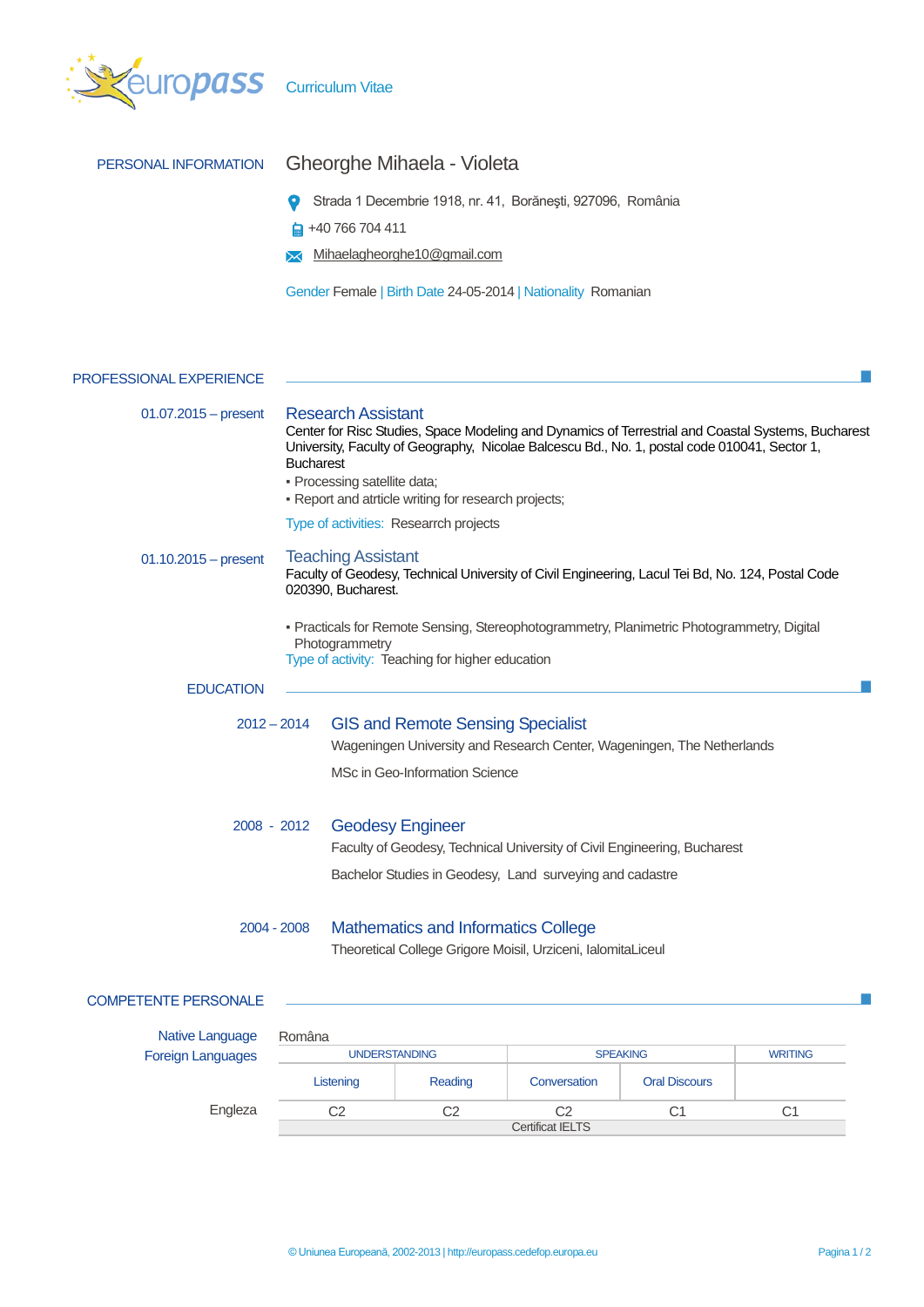europass Curriculum Vitae

## PERSONAL INFORMATION

# Gheorghe Mihaela - Violeta

Strada 1 Decembrie 1918, nr. 41, Borăneşti, 927096, România

+40 766 704 411

Mihaelagheorghe10@gmail.com

Gender Female | Birth Date 24-05-2014 | Nationality Romanian

## PROFESSIONAL EXPERIENCE

01.07.2015 – present

### Research Assistant

Center for Risc Studies, Space Modeling and Dynamics of Terrestrial and Coastal Systems, Bucharest University, Faculty of Geography, Nicolae Balcescu Bd., No. 1, postal code 010041, Sector 1, Bucharest

- Processing satellite data;
- Report and atrticle writing for research projects;

Type of activities: Researrch projects

01.10.2015 – present

### Teaching Assistant

Faculty of Geodesy, Technical University of Civil Engineering, Lacul Tei Bd, No. 124, Postal Code 020390, Bucharest.

- Practicals for Remote Sensing, Stereophotogrammetry, Planimetric Photogrammetry, Digital Photogrammetry

Type of activity: Teaching for higher education

## EDUCATION

2012 – 2014

### GIS and Remote Sensing Specialist

Wageningen University and Research Center, Wageningen, The Netherlands

MSc in Geo-Information Science

2008 - 2012

### Geodesy Engineer

Faculty of Geodesy, Technical University of Civil Engineering, Bucharest

Bachelor Studies in Geodesy, Land surveying and cadastre

2004 - 2008

### Mathematics and Informatics College

Theoretical College Grigore Moisil, Urziceni, IalomitaLiceul

## COMPETENTE PERSONALE

Native Language: Româna

Foreign Languages

| | UNDERSTANDING | | SPEAKING | | WRITING |
|---|---|---|---|---|---|
| | Listening | Reading | Conversation | Oral Discours | |
| Engleza | C2 | C2 | C2 | C1 | C1 |
| | Certificat IELTS | | | | |

© Uniunea Europeană, 2002-2013 | http://europass.cedefop.europa.eu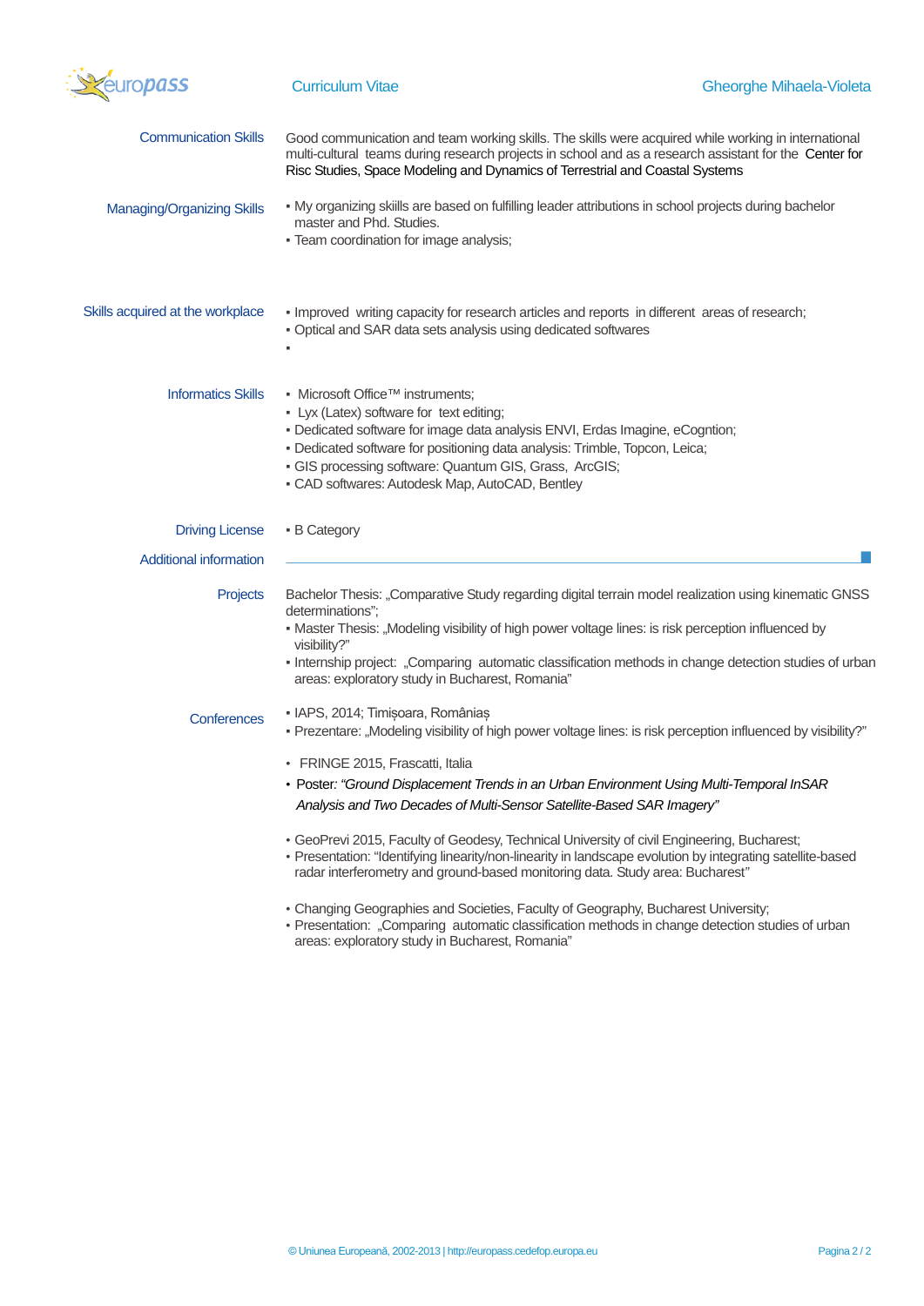## Communication Skills

Good communication and team working skills. The skills were acquired while working in international multi-cultural teams during research projects in school and as a research assistant for the Center for Risc Studies, Space Modeling and Dynamics of Terrestrial and Coastal Systems

## Managing/Organizing Skills

- My organizing skiills are based on fulfilling leader attributions in school projects during bachelor master and Phd. Studies.
- Team coordination for image analysis;

## Skills acquired at the workplace

- Improved writing capacity for research articles and reports in different areas of research;
- Optical and SAR data sets analysis using dedicated softwares
- 

## Informatics Skills

- Microsoft Office™ instruments;
- Lyx (Latex) software for text editing;
- Dedicated software for image data analysis ENVI, Erdas Imagine, eCogntion;
- Dedicated software for positioning data analysis: Trimble, Topcon, Leica;
- GIS processing software: Quantum GIS, Grass, ArcGIS;
- CAD softwares: Autodesk Map, AutoCAD, Bentley

## Driving License

- B Category

## Additional information

### Projects

Bachelor Thesis: „Comparative Study regarding digital terrain model realization using kinematic GNSS determinations";

- Master Thesis: „Modeling visibility of high power voltage lines: is risk perception influenced by visibility?"
- Internship project: „Comparing automatic classification methods in change detection studies of urban areas: exploratory study in Bucharest, Romania"

### Conferences

- IAPS, 2014; Timișoara, Româniaș
- Prezentare: „Modeling visibility of high power voltage lines: is risk perception influenced by visibility?"

- FRINGE 2015, Frascatti, Italia
- Poster*: "Ground Displacement Trends in an Urban Environment Using Multi-Temporal InSAR Analysis and Two Decades of Multi-Sensor Satellite-Based SAR Imagery"*

- GeoPrevi 2015, Faculty of Geodesy, Technical University of civil Engineering, Bucharest;
- Presentation: "Identifying linearity/non-linearity in landscape evolution by integrating satellite-based radar interferometry and ground-based monitoring data. Study area: Bucharest"

- Changing Geographies and Societies, Faculty of Geography, Bucharest University;
- Presentation: „Comparing automatic classification methods in change detection studies of urban areas: exploratory study in Bucharest, Romania"